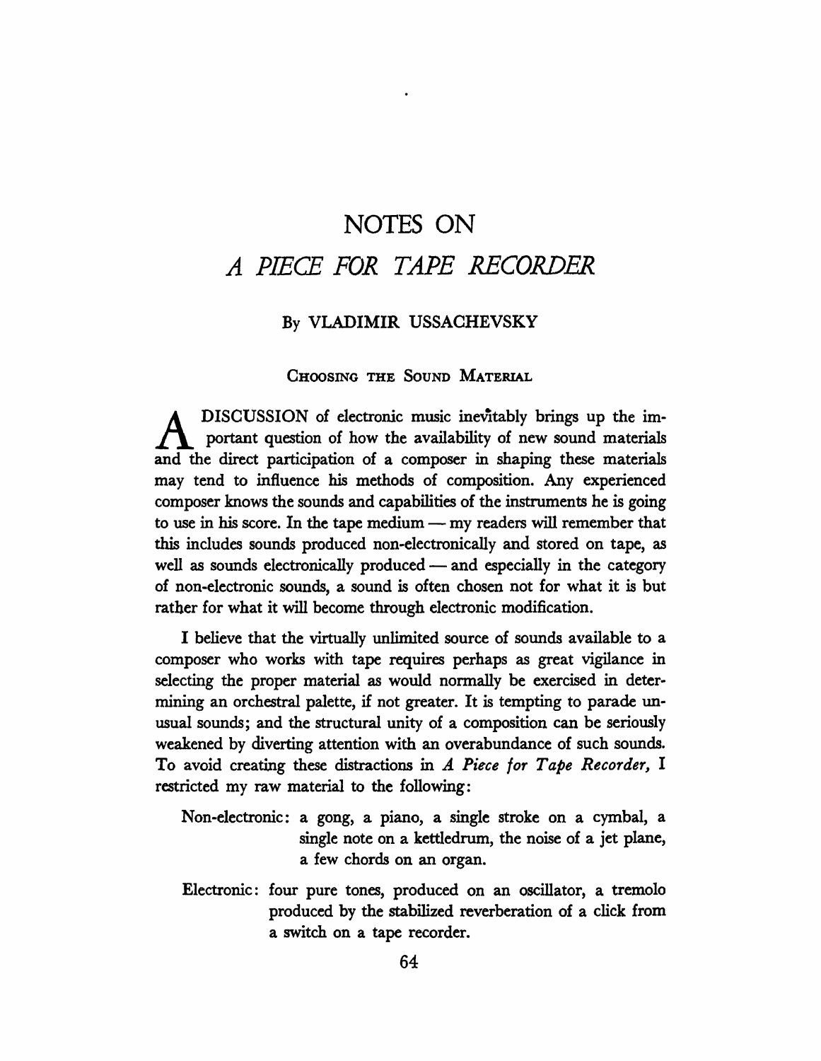# NOTES ON *A PIECE FOR TAPE RECORDER*

By VLADIMIR USSACHEVSKY

## CHOOSING THE SOUND MATERIAL

A DISCUSSION of electronic music inevitably brings up the important question of how the availability of new sound materials and the direct participation of a composer in shaping these materials may tend to influence his methods of composition. Any experienced composer knows the sounds and capabilities of the instruments he is going to use in his score. In the tape medium — my readers will remember that this includes sounds produced non-electronically and stored on tape, as well as sounds electronically produced — and especially in the category of non-electronic sounds, a sound is often chosen not for what it is but rather for what it will become through electronic modification.

I believe that the virtually unlimited source of sounds available to a composer who works with tape requires perhaps as great vigilance in selecting the proper material as would normally be exercised in determining an orchestral palette, if not greater. It is tempting to parade unusual sounds; and the structural unity of a composition can be seriously weakened by diverting attention with an overabundance of such sounds. To avoid creating these distractions in *A Piece for Tape Recorder,* I restricted my raw material to the following:

Non-electronic: a gong, a piano, a single stroke on a cymbal, a single note on a kettledrum, the noise of a jet plane, a few chords on an organ.

Electronic: four pure tones, produced on an oscillator, a tremolo produced by the stabilized reverberation of a click from a switch on a tape recorder.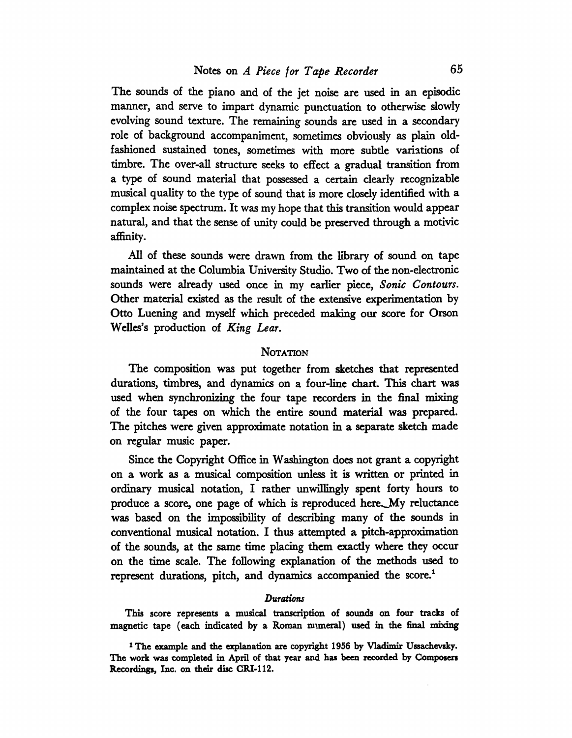The sounds of the piano and of the jet noise are used in an episodic manner, and serve to impart dynamic punctuation to otherwise slowly evolving sound texture. The remaining sounds are used in a secondary role of background accompaniment, sometimes obviously as plain old-fashioned sustained tones, sometimes with more subtle variations of timbre. The over-all structure seeks to effect a gradual transition from a type of sound material that possessed a certain clearly recognizable musical quality to the type of sound that is more closely identified with a complex noise spectrum. It was my hope that this transition would appear natural, and that the sense of unity could be preserved through a motivic affinity.

All of these sounds were drawn from the library of sound on tape maintained at the Columbia University Studio. Two of the non-electronic sounds were already used once in my earlier piece, *Sonic Contours*. Other material existed as the result of the extensive experimentation by Otto Luening and myself which preceded making our score for Orson Welles's production of *King Lear*.

## NOTATION

The composition was put together from sketches that represented durations, timbres, and dynamics on a four-line chart. This chart was used when synchronizing the four tape recorders in the final mixing of the four tapes on which the entire sound material was prepared. The pitches were given approximate notation in a separate sketch made on regular music paper.

Since the Copyright Office in Washington does not grant a copyright on a work as a musical composition unless it is written or printed in ordinary musical notation, I rather unwillingly spent forty hours to produce a score, one page of which is reproduced here. My reluctance was based on the impossibility of describing many of the sounds in conventional musical notation. I thus attempted a pitch-approximation of the sounds, at the same time placing them exactly where they occur on the time scale. The following explanation of the methods used to represent durations, pitch, and dynamics accompanied the score.[1]

### *Durations*

This score represents a musical transcription of sounds on four tracks of magnetic tape (each indicated by a Roman numeral) used in the final mixing

[1] The example and the explanation are copyright 1956 by Vladimir Ussachevsky. The work was completed in April of that year and has been recorded by Composers Recordings, Inc. on their disc CRI-112.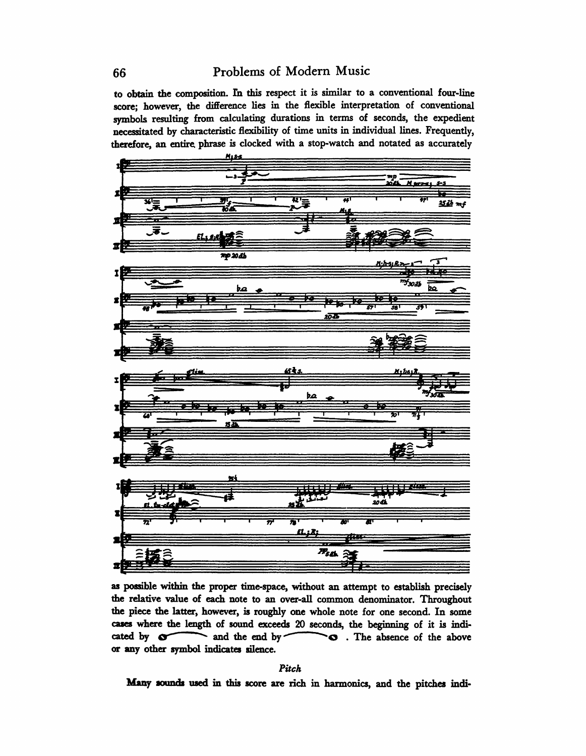to obtain the composition. In this respect it is similar to a conventional four-line score; however, the difference lies in the flexible interpretation of conventional symbols resulting from calculating durations in terms of seconds, the expedient necessitated by characteristic flexibility of time units in individual lines. Frequently, therefore, an entire phrase is clocked with a stop-watch and notated as accurately as possible within the proper time-space, without an attempt to establish precisely the relative value of each note to an over-all common denominator. Throughout the piece the latter, however, is roughly one whole note for one second. In some cases where the length of sound exceeds 20 seconds, the beginning of it is indicated by and the end by . The absence of the above or any other symbol indicates silence.

### *Pitch*

**Many sounds used in this score are rich in harmonics, and the pitches indi-**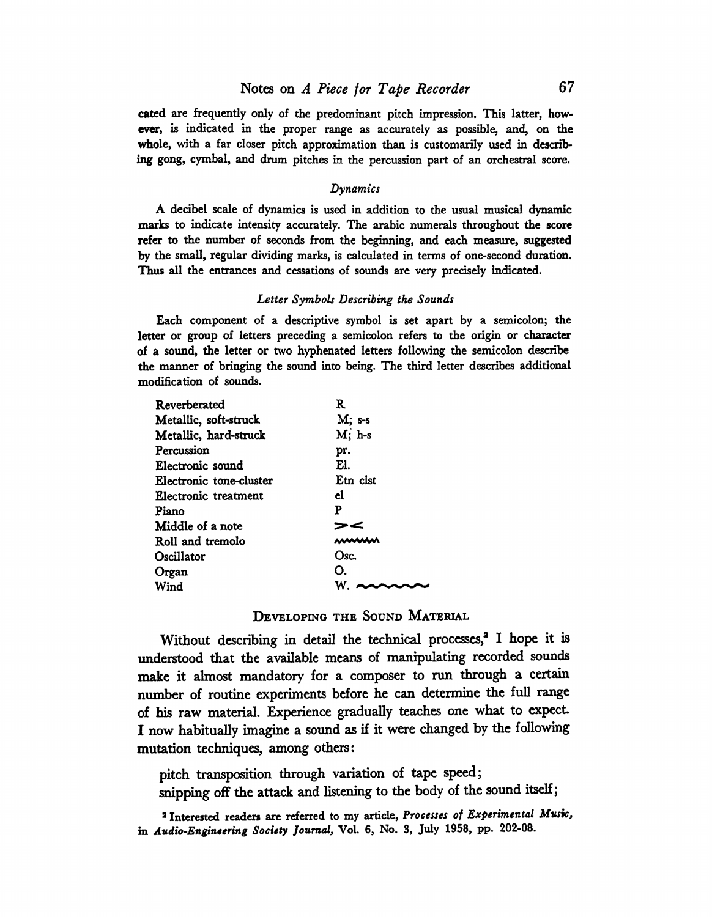cated are frequently only of the predominant pitch impression. This latter, however, is indicated in the proper range as accurately as possible, and, on the whole, with a far closer pitch approximation than is customarily used in describing gong, cymbal, and drum pitches in the percussion part of an orchestral score.

### *Dynamics*

A decibel scale of dynamics is used in addition to the usual musical dynamic marks to indicate intensity accurately. The arabic numerals throughout the score refer to the number of seconds from the beginning, and each measure, suggested by the small, regular dividing marks, is calculated in terms of one-second duration. Thus all the entrances and cessations of sounds are very precisely indicated.

### *Letter Symbols Describing the Sounds*

Each component of a descriptive symbol is set apart by a semicolon; the letter or group of letters preceding a semicolon refers to the origin or character of a sound, the letter or two hyphenated letters following the semicolon describe the manner of bringing the sound into being. The third letter describes additional modification of sounds.

| | |
|---|---|
| Reverberated | R |
| Metallic, soft-struck | M; s-s |
| Metallic, hard-struck | M; h-s |
| Percussion | pr. |
| Electronic sound | El. |
| Electronic tone-cluster | Etn clst |
| Electronic treatment | el |
| Piano | P |
| Middle of a note | >< |
| Roll and tremolo | ʌʌʌʌʌʌ |
| Oscillator | Osc. |
| Organ | O. |
| Wind | W. ~~~~~ |

## Developing the Sound Material

Without describing in detail the technical processes,[2] I hope it is understood that the available means of manipulating recorded sounds make it almost mandatory for a composer to run through a certain number of routine experiments before he can determine the full range of his raw material. Experience gradually teaches one what to expect. I now habitually imagine a sound as if it were changed by the following mutation techniques, among others:

pitch transposition through variation of tape speed;
snipping off the attack and listening to the body of the sound itself;

[2] Interested readers are referred to my article, *Processes of Experimental Music*, in *Audio-Engineering Society Journal*, Vol. 6, No. 3, July 1958, pp. 202-08.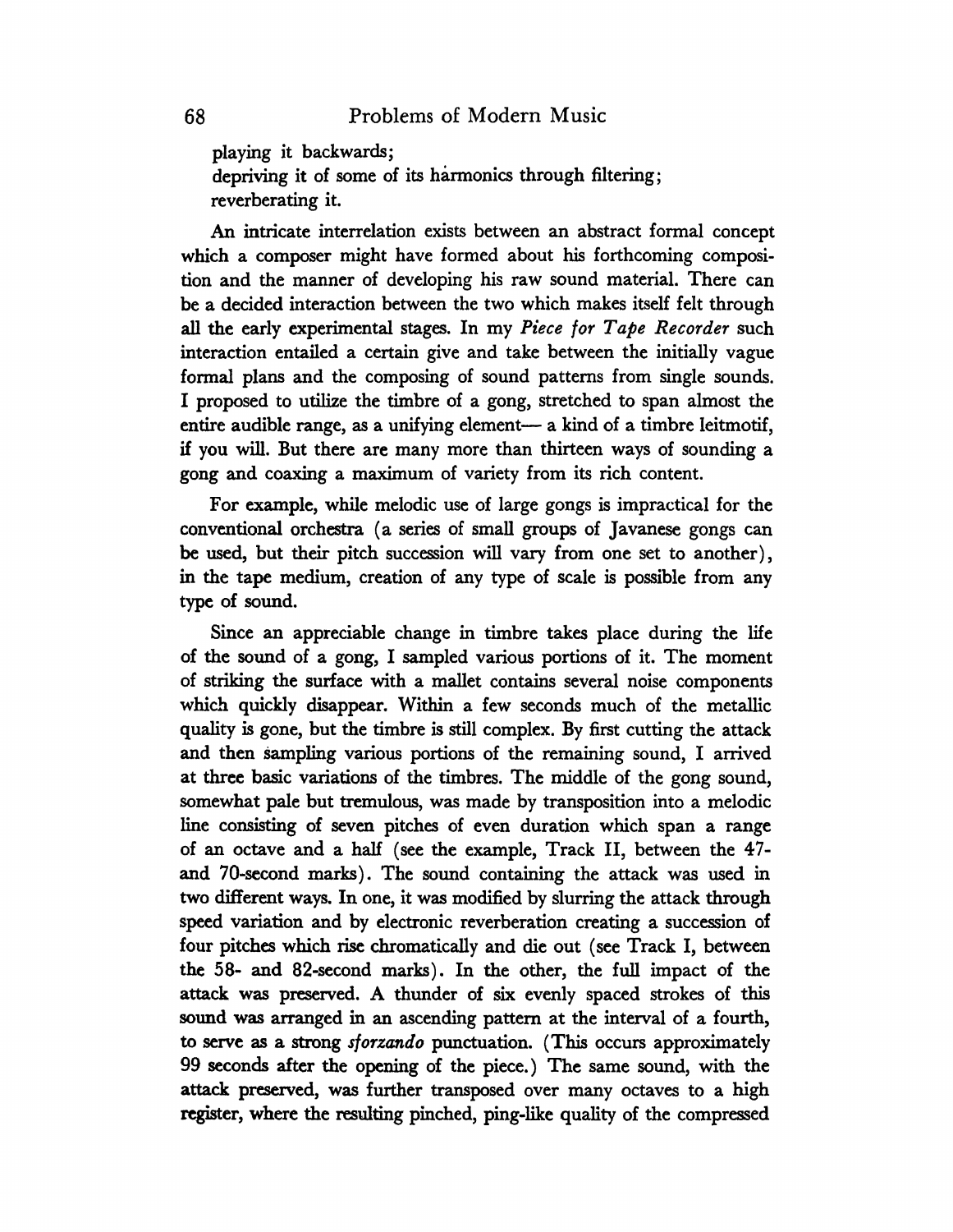playing it backwards;
depriving it of some of its harmonics through filtering;
reverberating it.

An intricate interrelation exists between an abstract formal concept which a composer might have formed about his forthcoming composition and the manner of developing his raw sound material. There can be a decided interaction between the two which makes itself felt through all the early experimental stages. In my *Piece for Tape Recorder* such interaction entailed a certain give and take between the initially vague formal plans and the composing of sound patterns from single sounds. I proposed to utilize the timbre of a gong, stretched to span almost the entire audible range, as a unifying element— a kind of a timbre leitmotif, if you will. But there are many more than thirteen ways of sounding a gong and coaxing a maximum of variety from its rich content.

For example, while melodic use of large gongs is impractical for the conventional orchestra (a series of small groups of Javanese gongs can be used, but their pitch succession will vary from one set to another), in the tape medium, creation of any type of scale is possible from any type of sound.

Since an appreciable change in timbre takes place during the life of the sound of a gong, I sampled various portions of it. The moment of striking the surface with a mallet contains several noise components which quickly disappear. Within a few seconds much of the metallic quality is gone, but the timbre is still complex. By first cutting the attack and then sampling various portions of the remaining sound, I arrived at three basic variations of the timbres. The middle of the gong sound, somewhat pale but tremulous, was made by transposition into a melodic line consisting of seven pitches of even duration which span a range of an octave and a half (see the example, Track II, between the 47- and 70-second marks). The sound containing the attack was used in two different ways. In one, it was modified by slurring the attack through speed variation and by electronic reverberation creating a succession of four pitches which rise chromatically and die out (see Track I, between the 58- and 82-second marks). In the other, the full impact of the attack was preserved. A thunder of six evenly spaced strokes of this sound was arranged in an ascending pattern at the interval of a fourth, to serve as a strong *sforzando* punctuation. (This occurs approximately 99 seconds after the opening of the piece.) The same sound, with the attack preserved, was further transposed over many octaves to a high register, where the resulting pinched, ping-like quality of the compressed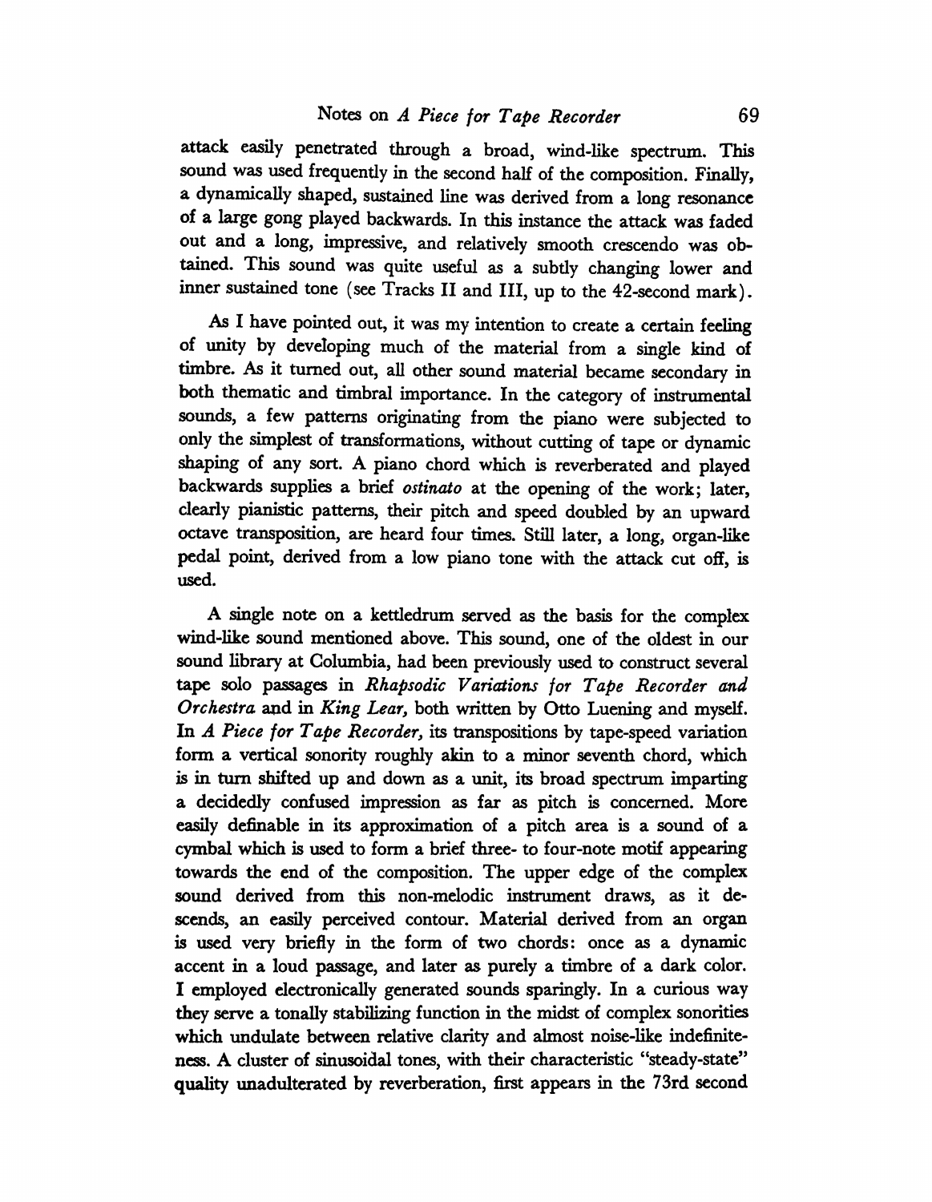attack easily penetrated through a broad, wind-like spectrum. This sound was used frequently in the second half of the composition. Finally, a dynamically shaped, sustained line was derived from a long resonance of a large gong played backwards. In this instance the attack was faded out and a long, impressive, and relatively smooth crescendo was obtained. This sound was quite useful as a subtly changing lower and inner sustained tone (see Tracks II and III, up to the 42-second mark).

As I have pointed out, it was my intention to create a certain feeling of unity by developing much of the material from a single kind of timbre. As it turned out, all other sound material became secondary in both thematic and timbral importance. In the category of instrumental sounds, a few patterns originating from the piano were subjected to only the simplest of transformations, without cutting of tape or dynamic shaping of any sort. A piano chord which is reverberated and played backwards supplies a brief *ostinato* at the opening of the work; later, clearly pianistic patterns, their pitch and speed doubled by an upward octave transposition, are heard four times. Still later, a long, organ-like pedal point, derived from a low piano tone with the attack cut off, is used.

A single note on a kettledrum served as the basis for the complex wind-like sound mentioned above. This sound, one of the oldest in our sound library at Columbia, had been previously used to construct several tape solo passages in *Rhapsodic Variations for Tape Recorder and Orchestra* and in *King Lear,* both written by Otto Luening and myself. In *A Piece for Tape Recorder,* its transpositions by tape-speed variation form a vertical sonority roughly akin to a minor seventh chord, which is in turn shifted up and down as a unit, its broad spectrum imparting a decidedly confused impression as far as pitch is concerned. More easily definable in its approximation of a pitch area is a sound of a cymbal which is used to form a brief three- to four-note motif appearing towards the end of the composition. The upper edge of the complex sound derived from this non-melodic instrument draws, as it descends, an easily perceived contour. Material derived from an organ is used very briefly in the form of two chords: once as a dynamic accent in a loud passage, and later as purely a timbre of a dark color. I employed electronically generated sounds sparingly. In a curious way they serve a tonally stabilizing function in the midst of complex sonorities which undulate between relative clarity and almost noise-like indefiniteness. A cluster of sinusoidal tones, with their characteristic "steady-state" quality unadulterated by reverberation, first appears in the 73rd second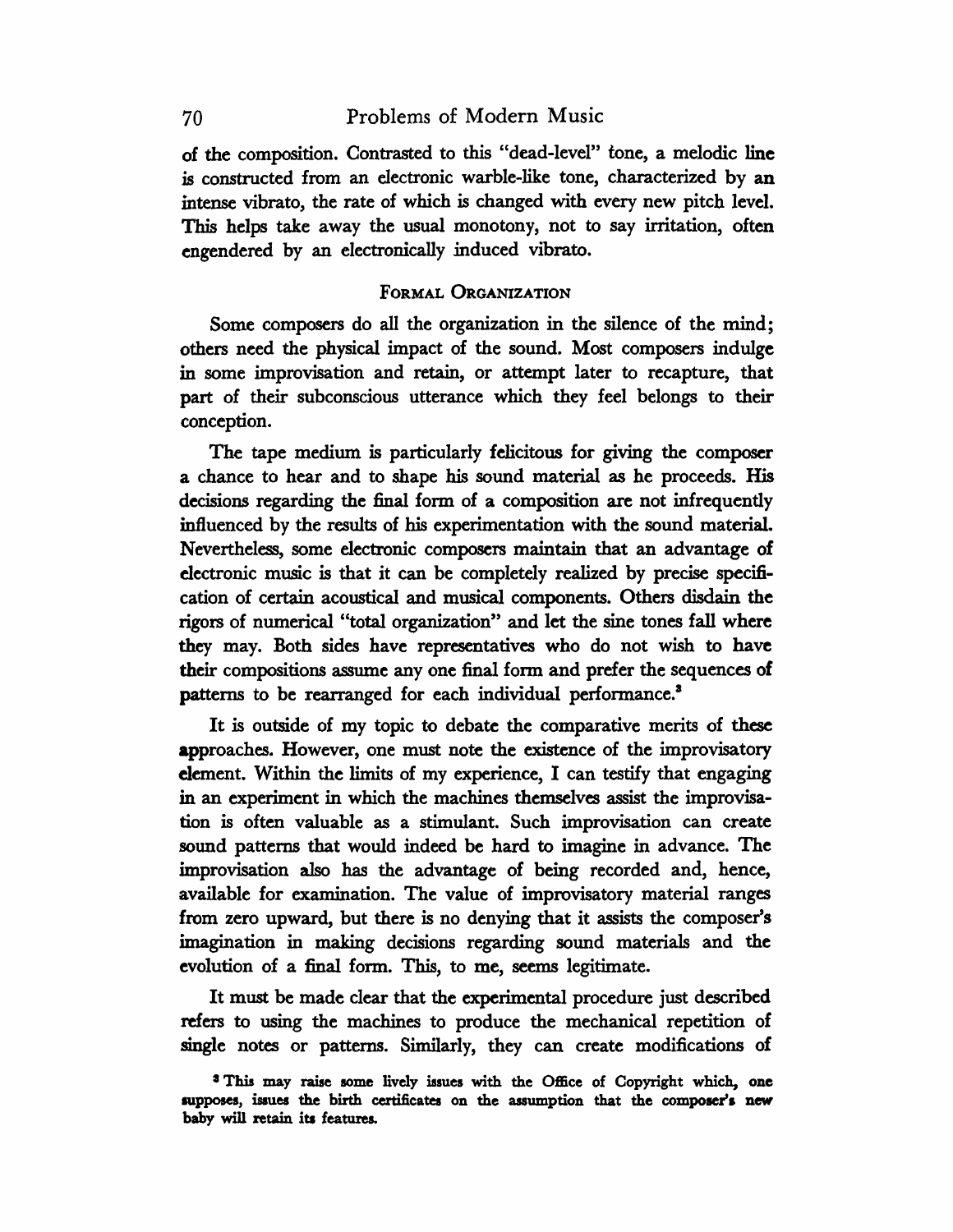of the composition. Contrasted to this "dead-level" tone, a melodic line is constructed from an electronic warble-like tone, characterized by an intense vibrato, the rate of which is changed with every new pitch level. This helps take away the usual monotony, not to say irritation, often engendered by an electronically induced vibrato.

## Formal Organization

Some composers do all the organization in the silence of the mind; others need the physical impact of the sound. Most composers indulge in some improvisation and retain, or attempt later to recapture, that part of their subconscious utterance which they feel belongs to their conception.

The tape medium is particularly felicitous for giving the composer a chance to hear and to shape his sound material as he proceeds. His decisions regarding the final form of a composition are not infrequently influenced by the results of his experimentation with the sound material. Nevertheless, some electronic composers maintain that an advantage of electronic music is that it can be completely realized by precise specification of certain acoustical and musical components. Others disdain the rigors of numerical "total organization" and let the sine tones fall where they may. Both sides have representatives who do not wish to have their compositions assume any one final form and prefer the sequences of patterns to be rearranged for each individual performance.[3]

It is outside of my topic to debate the comparative merits of these approaches. However, one must note the existence of the improvisatory element. Within the limits of my experience, I can testify that engaging in an experiment in which the machines themselves assist the improvisation is often valuable as a stimulant. Such improvisation can create sound patterns that would indeed be hard to imagine in advance. The improvisation also has the advantage of being recorded and, hence, available for examination. The value of improvisatory material ranges from zero upward, but there is no denying that it assists the composer's imagination in making decisions regarding sound materials and the evolution of a final form. This, to me, seems legitimate.

It must be made clear that the experimental procedure just described refers to using the machines to produce the mechanical repetition of single notes or patterns. Similarly, they can create modifications of

[3] This may raise some lively issues with the Office of Copyright which, one supposes, issues the birth certificates on the assumption that the composer's new baby will retain its features.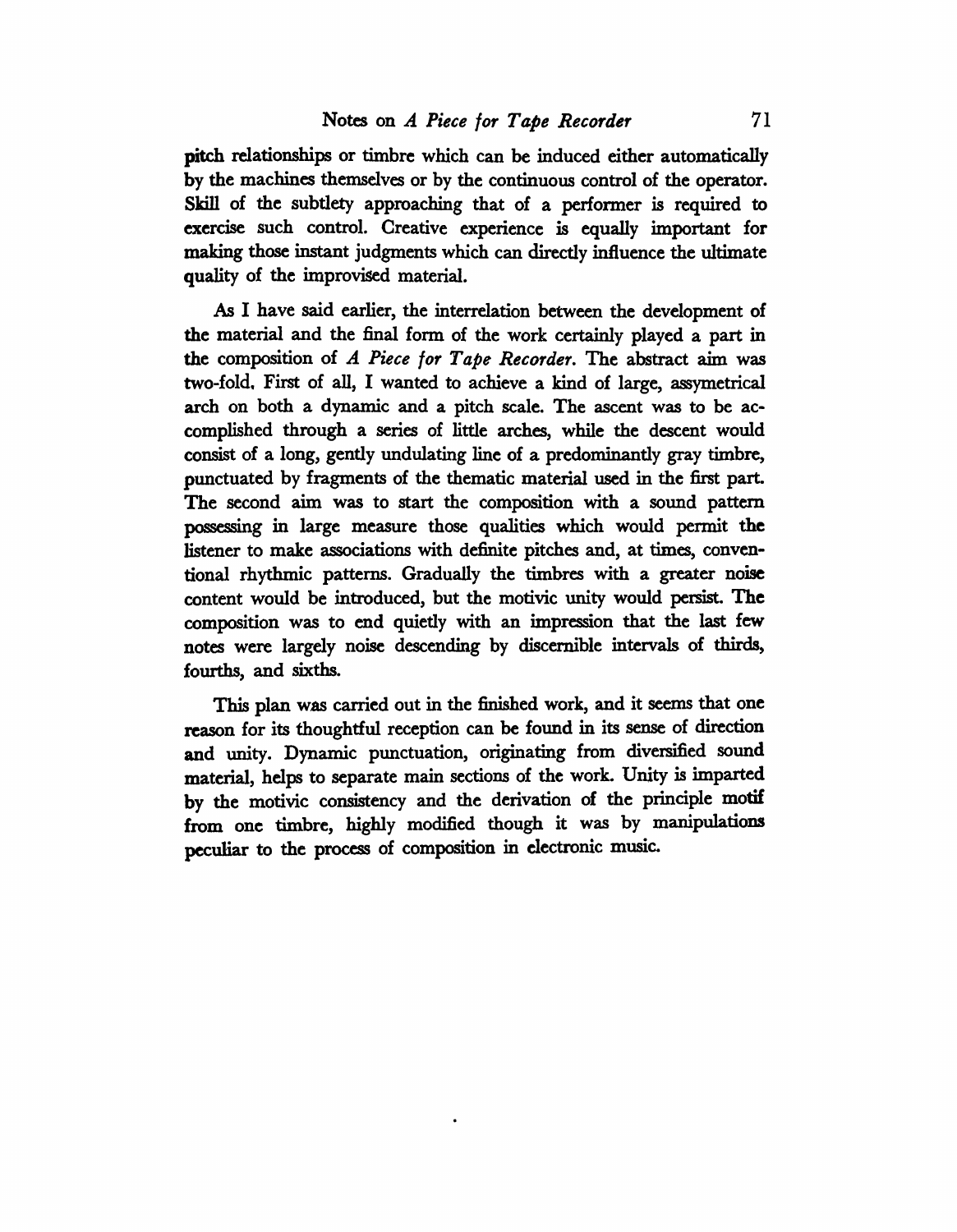pitch relationships or timbre which can be induced either automatically by the machines themselves or by the continuous control of the operator. Skill of the subtlety approaching that of a performer is required to exercise such control. Creative experience is equally important for making those instant judgments which can directly influence the ultimate quality of the improvised material.

As I have said earlier, the interrelation between the development of the material and the final form of the work certainly played a part in the composition of *A Piece for Tape Recorder*. The abstract aim was two-fold. First of all, I wanted to achieve a kind of large, assymetrical arch on both a dynamic and a pitch scale. The ascent was to be accomplished through a series of little arches, while the descent would consist of a long, gently undulating line of a predominantly gray timbre, punctuated by fragments of the thematic material used in the first part. The second aim was to start the composition with a sound pattern possessing in large measure those qualities which would permit the listener to make associations with definite pitches and, at times, conventional rhythmic patterns. Gradually the timbres with a greater noise content would be introduced, but the motivic unity would persist. The composition was to end quietly with an impression that the last few notes were largely noise descending by discernible intervals of thirds, fourths, and sixths.

This plan was carried out in the finished work, and it seems that one reason for its thoughtful reception can be found in its sense of direction and unity. Dynamic punctuation, originating from diversified sound material, helps to separate main sections of the work. Unity is imparted by the motivic consistency and the derivation of the principle motif from one timbre, highly modified though it was by manipulations peculiar to the process of composition in electronic music.